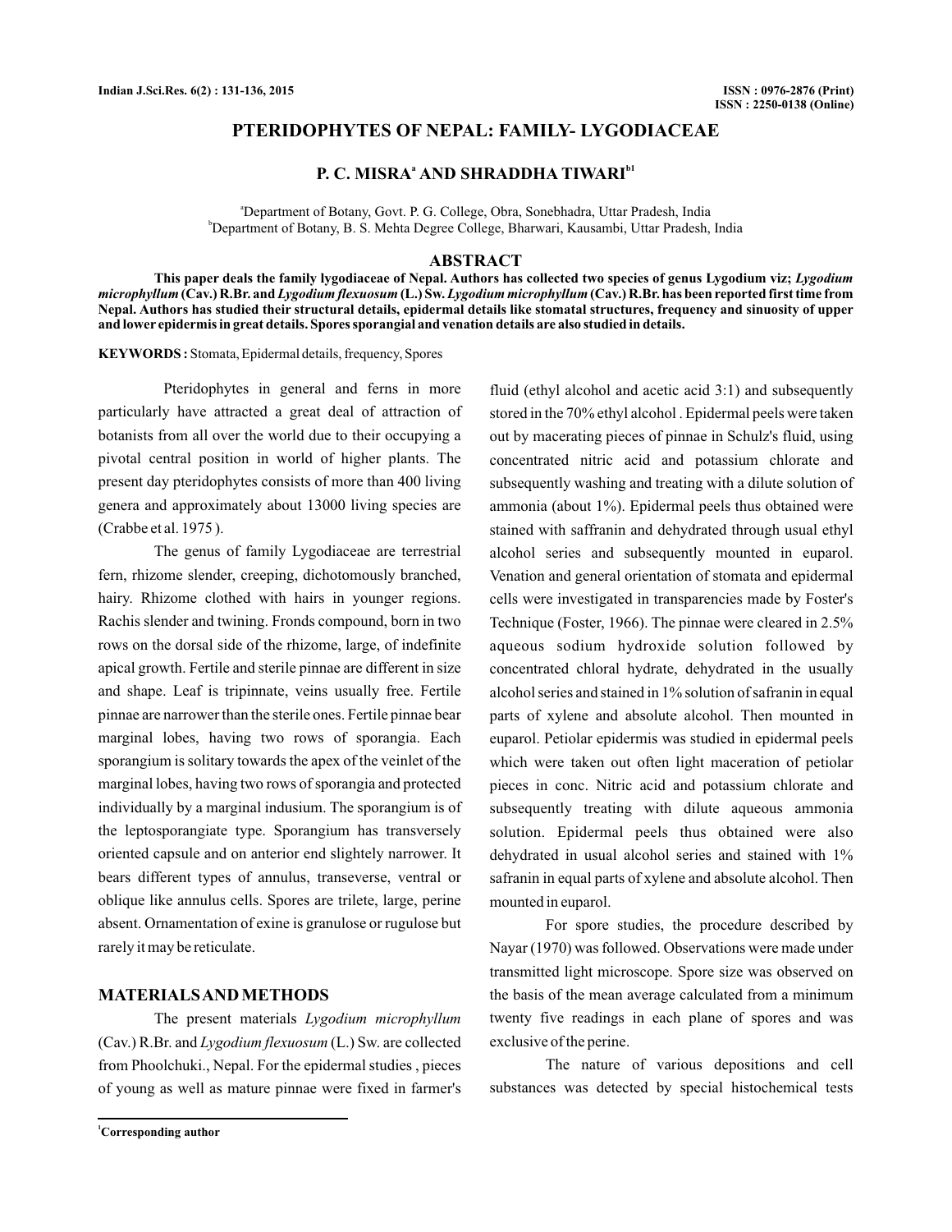# PTERIDOPHYTES OF NEPAL: FAMILY- LYGODIACEAE

**P. C. MISRA[a] AND SHRADDHA TIWARI[b1]**

[a]Department of Botany, Govt. P. G. College, Obra, Sonebhadra, Uttar Pradesh, India
[b]Department of Botany, B. S. Mehta Degree College, Bharwari, Kausambi, Uttar Pradesh, India

## ABSTRACT

**This paper deals the family lygodiaceae of Nepal. Authors has collected two species of genus Lygodium viz; *Lygodium microphyllum* (Cav.) R.Br. and *Lygodium flexuosum* (L.) Sw. *Lygodium microphyllum* (Cav.) R.Br. has been reported first time from Nepal. Authors has studied their structural details, epidermal details like stomatal structures, frequency and sinuosity of upper and lower epidermis in great details. Spores sporangial and venation details are also studied in details.**

**KEYWORDS :** Stomata, Epidermal details, frequency, Spores

Pteridophytes in general and ferns in more particularly have attracted a great deal of attraction of botanists from all over the world due to their occupying a pivotal central position in world of higher plants. The present day pteridophytes consists of more than 400 living genera and approximately about 13000 living species are (Crabbe et al. 1975 ).

The genus of family Lygodiaceae are terrestrial fern, rhizome slender, creeping, dichotomously branched, hairy. Rhizome clothed with hairs in younger regions. Rachis slender and twining. Fronds compound, born in two rows on the dorsal side of the rhizome, large, of indefinite apical growth. Fertile and sterile pinnae are different in size and shape. Leaf is tripinnate, veins usually free. Fertile pinnae are narrower than the sterile ones. Fertile pinnae bear marginal lobes, having two rows of sporangia. Each sporangium is solitary towards the apex of the veinlet of the marginal lobes, having two rows of sporangia and protected individually by a marginal indusium. The sporangium is of the leptosporangiate type. Sporangium has transversely oriented capsule and on anterior end slightely narrower. It bears different types of annulus, transeverse, ventral or oblique like annulus cells. Spores are trilete, large, perine absent. Ornamentation of exine is granulose or rugulose but rarely it may be reticulate.

## MATERIALS AND METHODS

The present materials *Lygodium microphyllum* (Cav.) R.Br. and *Lygodium flexuosum* (L.) Sw. are collected from Phoolchuki., Nepal. For the epidermal studies , pieces of young as well as mature pinnae were fixed in farmer's fluid (ethyl alcohol and acetic acid 3:1) and subsequently stored in the 70% ethyl alcohol . Epidermal peels were taken out by macerating pieces of pinnae in Schulz's fluid, using concentrated nitric acid and potassium chlorate and subsequently washing and treating with a dilute solution of ammonia (about 1%). Epidermal peels thus obtained were stained with saffranin and dehydrated through usual ethyl alcohol series and subsequently mounted in euparol. Venation and general orientation of stomata and epidermal cells were investigated in transparencies made by Foster's Technique (Foster, 1966). The pinnae were cleared in 2.5% aqueous sodium hydroxide solution followed by concentrated chloral hydrate, dehydrated in the usually alcohol series and stained in 1% solution of safranin in equal parts of xylene and absolute alcohol. Then mounted in euparol. Petiolar epidermis was studied in epidermal peels which were taken out often light maceration of petiolar pieces in conc. Nitric acid and potassium chlorate and subsequently treating with dilute aqueous ammonia solution. Epidermal peels thus obtained were also dehydrated in usual alcohol series and stained with 1% safranin in equal parts of xylene and absolute alcohol. Then mounted in euparol.

For spore studies, the procedure described by Nayar (1970) was followed. Observations were made under transmitted light microscope. Spore size was observed on the basis of the mean average calculated from a minimum twenty five readings in each plane of spores and was exclusive of the perine.

The nature of various depositions and cell substances was detected by special histochemical tests

[1]Corresponding author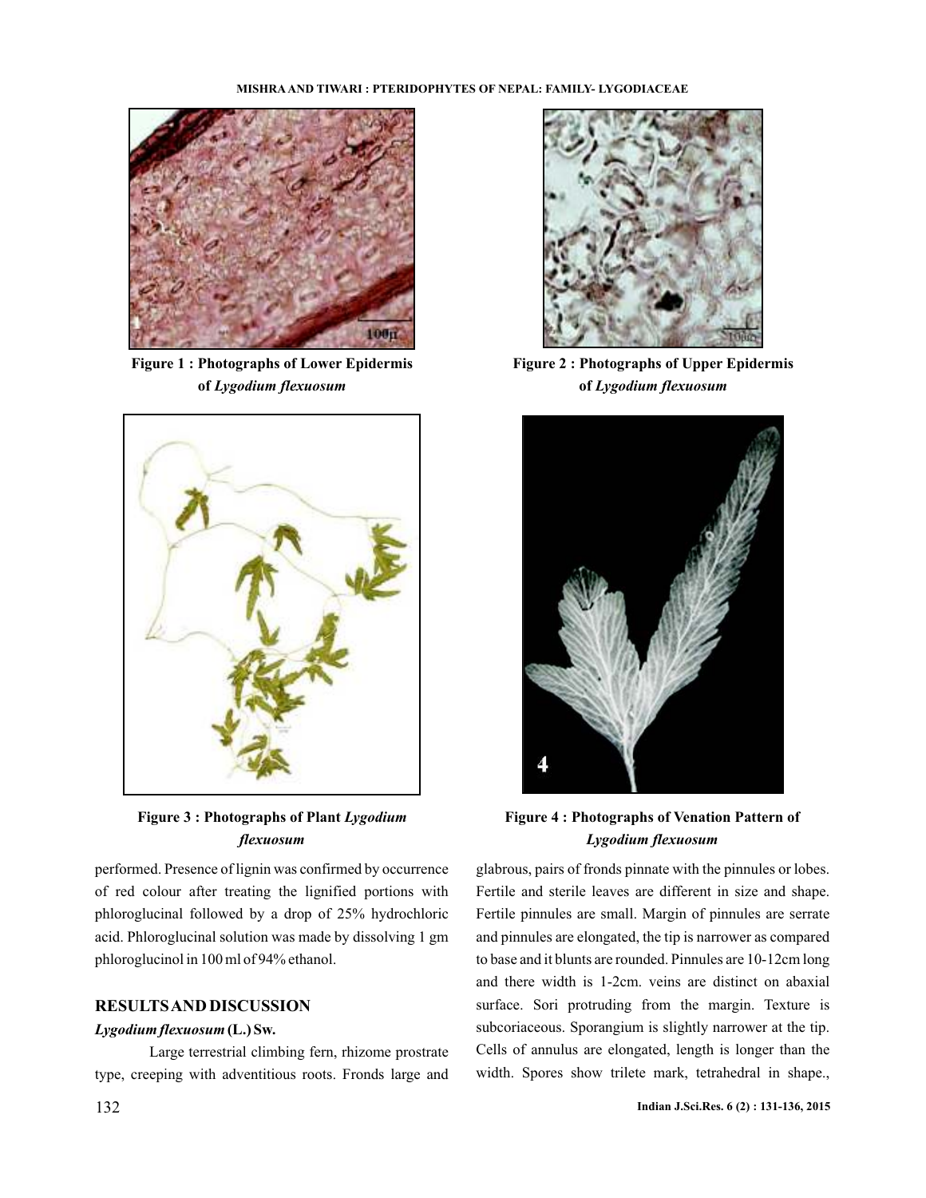Figure 1 : Photographs of Lower Epidermis of *Lygodium flexuosum*

Figure 2 : Photographs of Upper Epidermis of *Lygodium flexuosum*

Figure 3 : Photographs of Plant *Lygodium flexuosum*

Figure 4 : Photographs of Venation Pattern of *Lygodium flexuosum*

performed. Presence of lignin was confirmed by occurrence of red colour after treating the lignified portions with phloroglucinal followed by a drop of 25% hydrochloric acid. Phloroglucinal solution was made by dissolving 1 gm phloroglucinol in 100 ml of 94% ethanol.

## RESULTS AND DISCUSSION

### *Lygodium flexuosum* (L.) Sw.

Large terrestrial climbing fern, rhizome prostrate type, creeping with adventitious roots. Fronds large and glabrous, pairs of fronds pinnate with the pinnules or lobes. Fertile and sterile leaves are different in size and shape. Fertile pinnules are small. Margin of pinnules are serrate and pinnules are elongated, the tip is narrower as compared to base and it blunts are rounded. Pinnules are 10-12cm long and there width is 1-2cm. veins are distinct on abaxial surface. Sori protruding from the margin. Texture is subcoriaceous. Sporangium is slightly narrower at the tip. Cells of annulus are elongated, length is longer than the width. Spores show trilete mark, tetrahedral in shape.,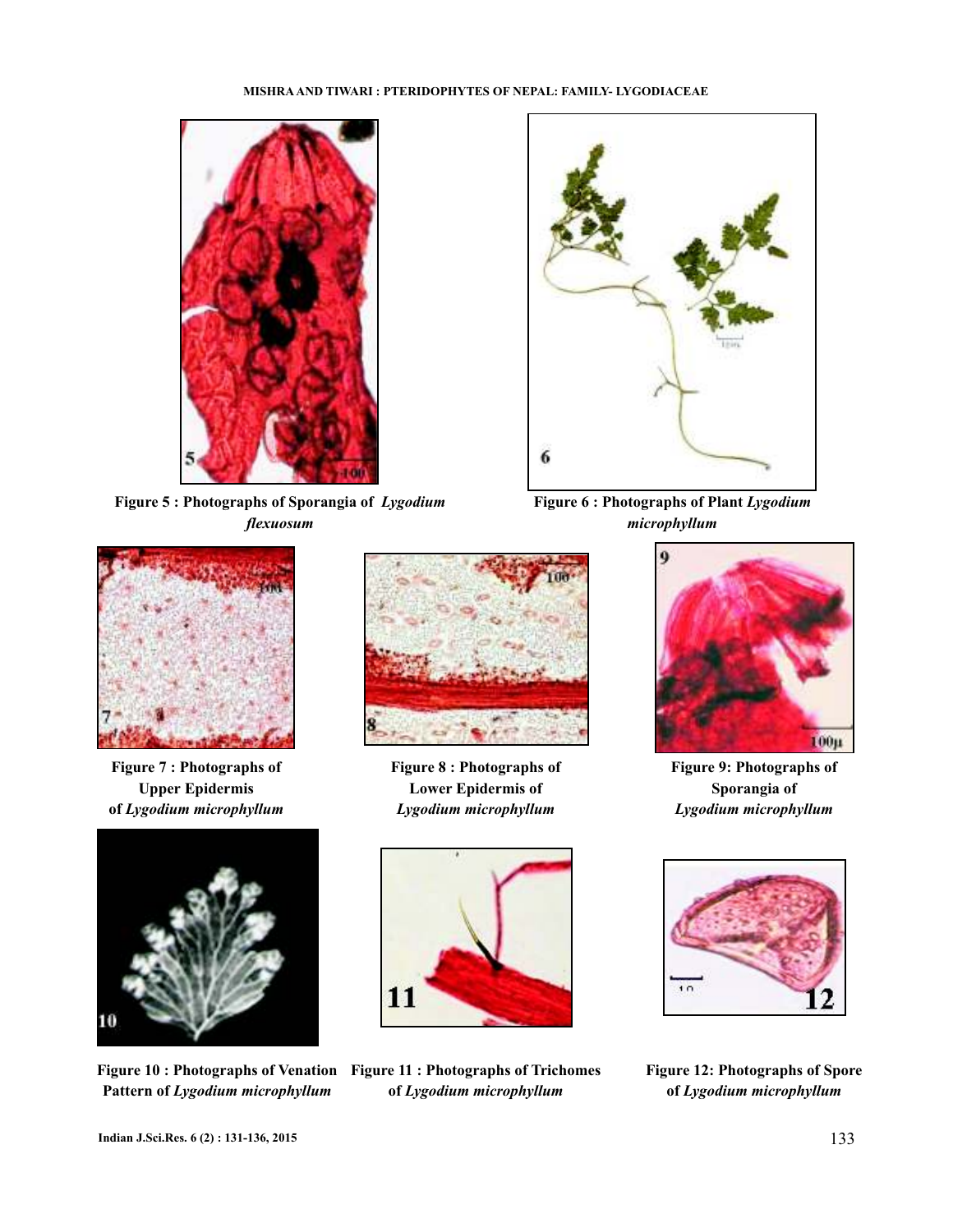Figure 5 : Photographs of Sporangia of *Lygodium flexuosum*

Figure 6 : Photographs of Plant *Lygodium microphyllum*

Figure 7 : Photographs of Upper Epidermis of *Lygodium microphyllum*

Figure 8 : Photographs of Lower Epidermis of *Lygodium microphyllum*

Figure 9: Photographs of Sporangia of *Lygodium microphyllum*

Figure 10 : Photographs of Venation Pattern of *Lygodium microphyllum*

Figure 11 : Photographs of Trichomes of *Lygodium microphyllum*

Figure 12: Photographs of Spore of *Lygodium microphyllum*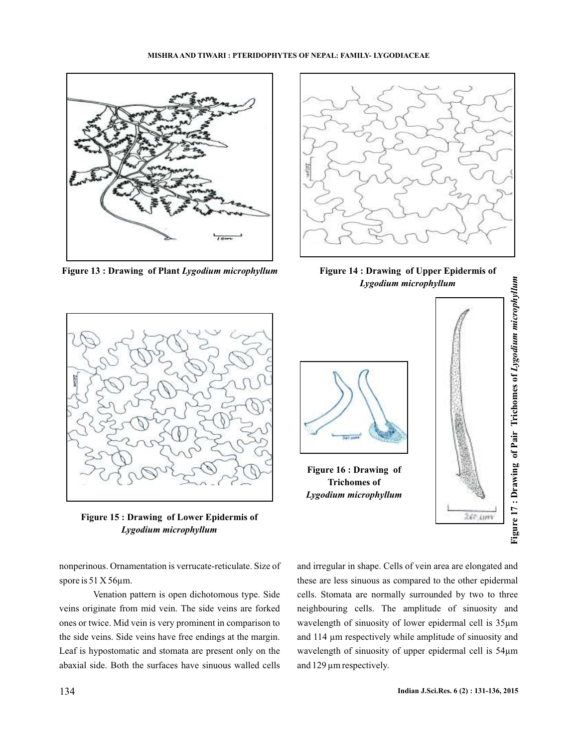Figure 13 : Drawing of Plant *Lygodium microphyllum*

Figure 14 : Drawing of Upper Epidermis of *Lygodium microphyllum*

Figure 15 : Drawing of Lower Epidermis of *Lygodium microphyllum*

Figure 16 : Drawing of Trichomes of *Lygodium microphyllum*

Figure 17 : Drawing of Pair Trichomes of *Lygodium microphyllum*

nonperinous. Ornamentation is verrucate-reticulate. Size of spore is 51 X 56μm.

Venation pattern is open dichotomous type. Side veins originate from mid vein. The side veins are forked ones or twice. Mid vein is very prominent in comparison to the side veins. Side veins have free endings at the margin. Leaf is hypostomatic and stomata are present only on the abaxial side. Both the surfaces have sinuous walled cells and irregular in shape. Cells of vein area are elongated and these are less sinuous as compared to the other epidermal cells. Stomata are normally surrounded by two to three neighbouring cells. The amplitude of sinuosity and wavelength of sinuosity of lower epidermal cell is 35μm and 114 μm respectively while amplitude of sinuosity and wavelength of sinuosity of upper epidermal cell is 54μm and 129 μm respectively.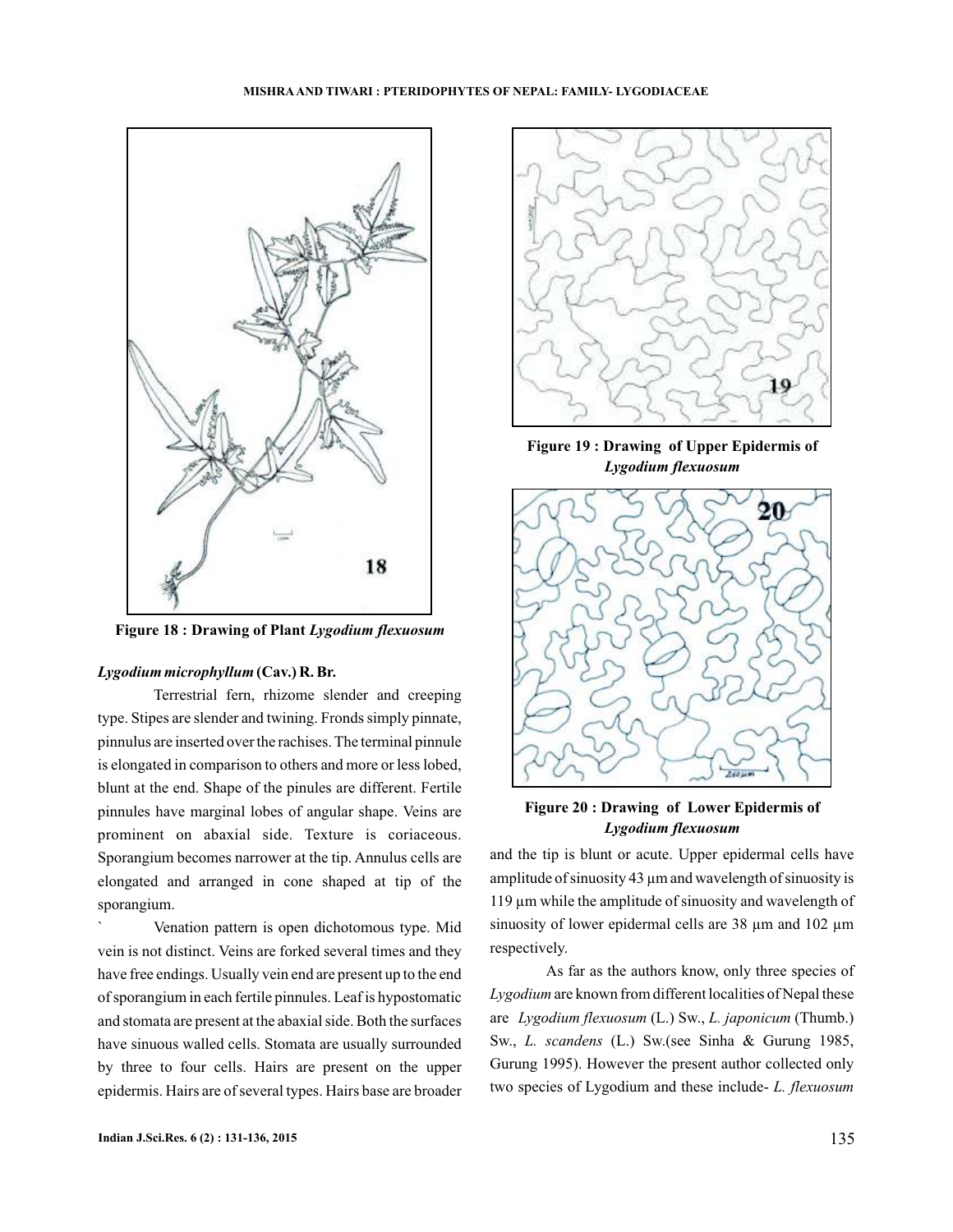Figure 18 : Drawing of Plant *Lygodium flexuosum*

Figure 19 : Drawing of Upper Epidermis of *Lygodium flexuosum*

Figure 20 : Drawing of Lower Epidermis of *Lygodium flexuosum*

***Lygodium microphyllum* (Cav.) R. Br.**

Terrestrial fern, rhizome slender and creeping type. Stipes are slender and twining. Fronds simply pinnate, pinnulus are inserted over the rachises. The terminal pinnule is elongated in comparison to others and more or less lobed, blunt at the end. Shape of the pinules are different. Fertile pinnules have marginal lobes of angular shape. Veins are prominent on abaxial side. Texture is coriaceous. Sporangium becomes narrower at the tip. Annulus cells are elongated and arranged in cone shaped at tip of the sporangium.

` Venation pattern is open dichotomous type. Mid vein is not distinct. Veins are forked several times and they have free endings. Usually vein end are present up to the end of sporangium in each fertile pinnules. Leaf is hypostomatic and stomata are present at the abaxial side. Both the surfaces have sinuous walled cells. Stomata are usually surrounded by three to four cells. Hairs are present on the upper epidermis. Hairs are of several types. Hairs base are broader and the tip is blunt or acute. Upper epidermal cells have amplitude of sinuosity 43 µm and wavelength of sinuosity is 119 µm while the amplitude of sinuosity and wavelength of sinuosity of lower epidermal cells are 38 µm and 102 µm respectively.

As far as the authors know, only three species of *Lygodium* are known from different localities of Nepal these are *Lygodium flexuosum* (L.) Sw., *L. japonicum* (Thumb.) Sw., *L. scandens* (L.) Sw.(see Sinha & Gurung 1985, Gurung 1995). However the present author collected only two species of Lygodium and these include- *L. flexuosum*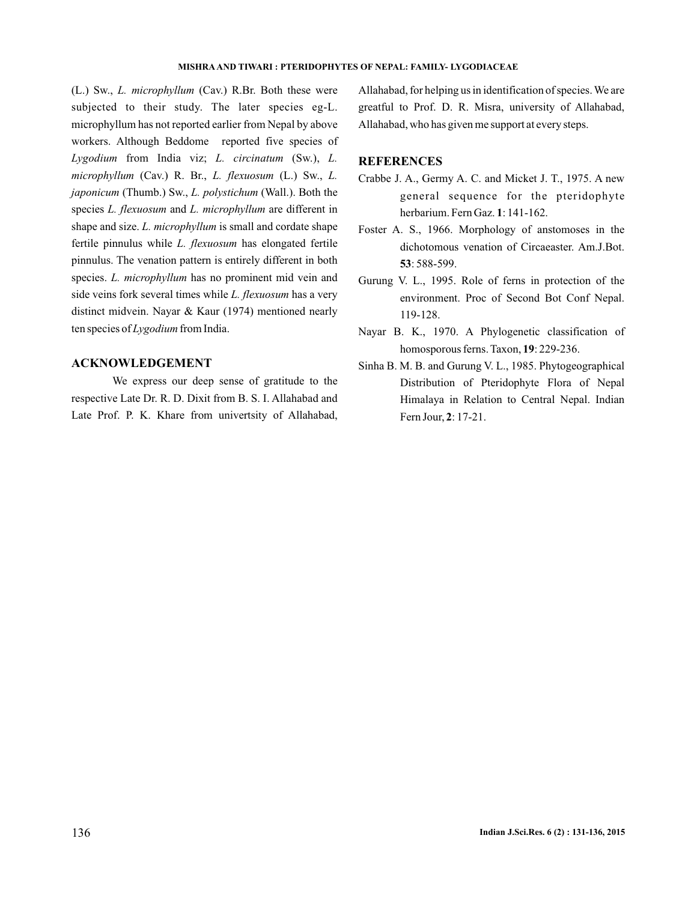(L.) Sw., *L. microphyllum* (Cav.) R.Br. Both these were subjected to their study. The later species eg-L. microphyllum has not reported earlier from Nepal by above workers. Although Beddome reported five species of *Lygodium* from India viz; *L. circinatum* (Sw.), *L. microphyllum* (Cav.) R. Br., *L. flexuosum* (L.) Sw., *L. japonicum* (Thumb.) Sw., *L. polystichum* (Wall.). Both the species *L. flexuosum* and *L. microphyllum* are different in shape and size. *L. microphyllum* is small and cordate shape fertile pinnulus while *L. flexuosum* has elongated fertile pinnulus. The venation pattern is entirely different in both species. *L. microphyllum* has no prominent mid vein and side veins fork several times while *L. flexuosum* has a very distinct midvein. Nayar & Kaur (1974) mentioned nearly ten species of *Lygodium* from India.

## ACKNOWLEDGEMENT

We express our deep sense of gratitude to the respective Late Dr. R. D. Dixit from B. S. I. Allahabad and Late Prof. P. K. Khare from univertsity of Allahabad, Allahabad, for helping us in identification of species. We are greatful to Prof. D. R. Misra, university of Allahabad, Allahabad, who has given me support at every steps.

## REFERENCES

Crabbe J. A., Germy A. C. and Micket J. T., 1975. A new general sequence for the pteridophyte herbarium. Fern Gaz. **1**: 141-162.

Foster A. S., 1966. Morphology of anstomoses in the dichotomous venation of Circaeaster. Am.J.Bot. **53**: 588-599.

Gurung V. L., 1995. Role of ferns in protection of the environment. Proc of Second Bot Conf Nepal. 119-128.

Nayar B. K., 1970. A Phylogenetic classification of homosporous ferns. Taxon, **19**: 229-236.

Sinha B. M. B. and Gurung V. L., 1985. Phytogeographical Distribution of Pteridophyte Flora of Nepal Himalaya in Relation to Central Nepal. Indian Fern Jour, **2**: 17-21.